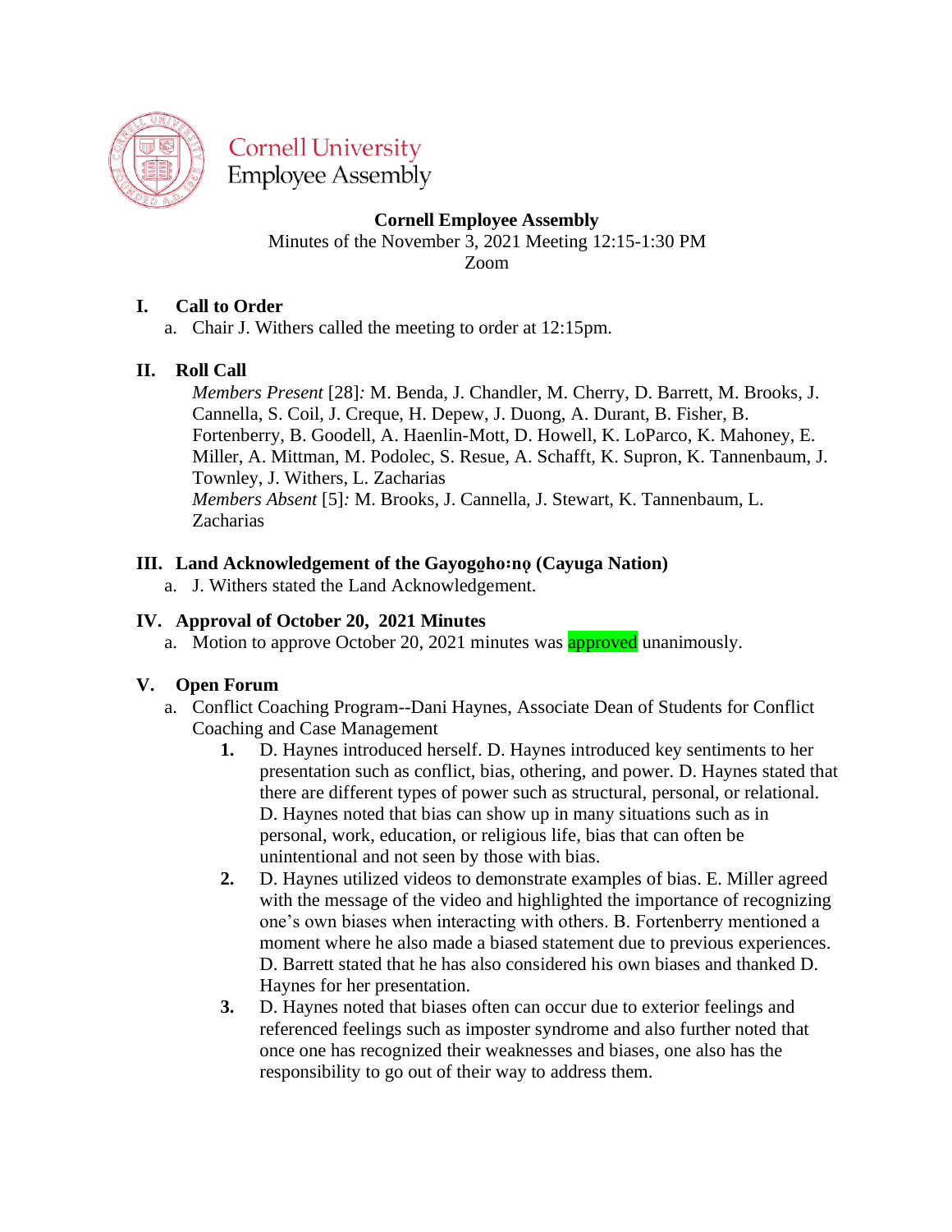Cornell University
Employee Assembly

**Cornell Employee Assembly**
Minutes of the November 3, 2021 Meeting 12:15-1:30 PM
Zoom

## I. Call to Order

a. Chair J. Withers called the meeting to order at 12:15pm.

## II. Roll Call

*Members Present* [28]*:* M. Benda, J. Chandler, M. Cherry, D. Barrett, M. Brooks, J. Cannella, S. Coil, J. Creque, H. Depew, J. Duong, A. Durant, B. Fisher, B. Fortenberry, B. Goodell, A. Haenlin-Mott, D. Howell, K. LoParco, K. Mahoney, E. Miller, A. Mittman, M. Podolec, S. Resue, A. Schafft, K. Supron, K. Tannenbaum, J. Townley, J. Withers, L. Zacharias
*Members Absent* [5]*:* M. Brooks, J. Cannella, J. Stewart, K. Tannenbaum, L. Zacharias

## III. Land Acknowledgement of the Gayogo̱ho:nǫ (Cayuga Nation)

a. J. Withers stated the Land Acknowledgement.

## IV. Approval of October 20, 2021 Minutes

a. Motion to approve October 20, 2021 minutes was approved unanimously.

## V. Open Forum

a. Conflict Coaching Program--Dani Haynes, Associate Dean of Students for Conflict Coaching and Case Management

1. D. Haynes introduced herself. D. Haynes introduced key sentiments to her presentation such as conflict, bias, othering, and power. D. Haynes stated that there are different types of power such as structural, personal, or relational. D. Haynes noted that bias can show up in many situations such as in personal, work, education, or religious life, bias that can often be unintentional and not seen by those with bias.
2. D. Haynes utilized videos to demonstrate examples of bias. E. Miller agreed with the message of the video and highlighted the importance of recognizing one's own biases when interacting with others. B. Fortenberry mentioned a moment where he also made a biased statement due to previous experiences. D. Barrett stated that he has also considered his own biases and thanked D. Haynes for her presentation.
3. D. Haynes noted that biases often can occur due to exterior feelings and referenced feelings such as imposter syndrome and also further noted that once one has recognized their weaknesses and biases, one also has the responsibility to go out of their way to address them.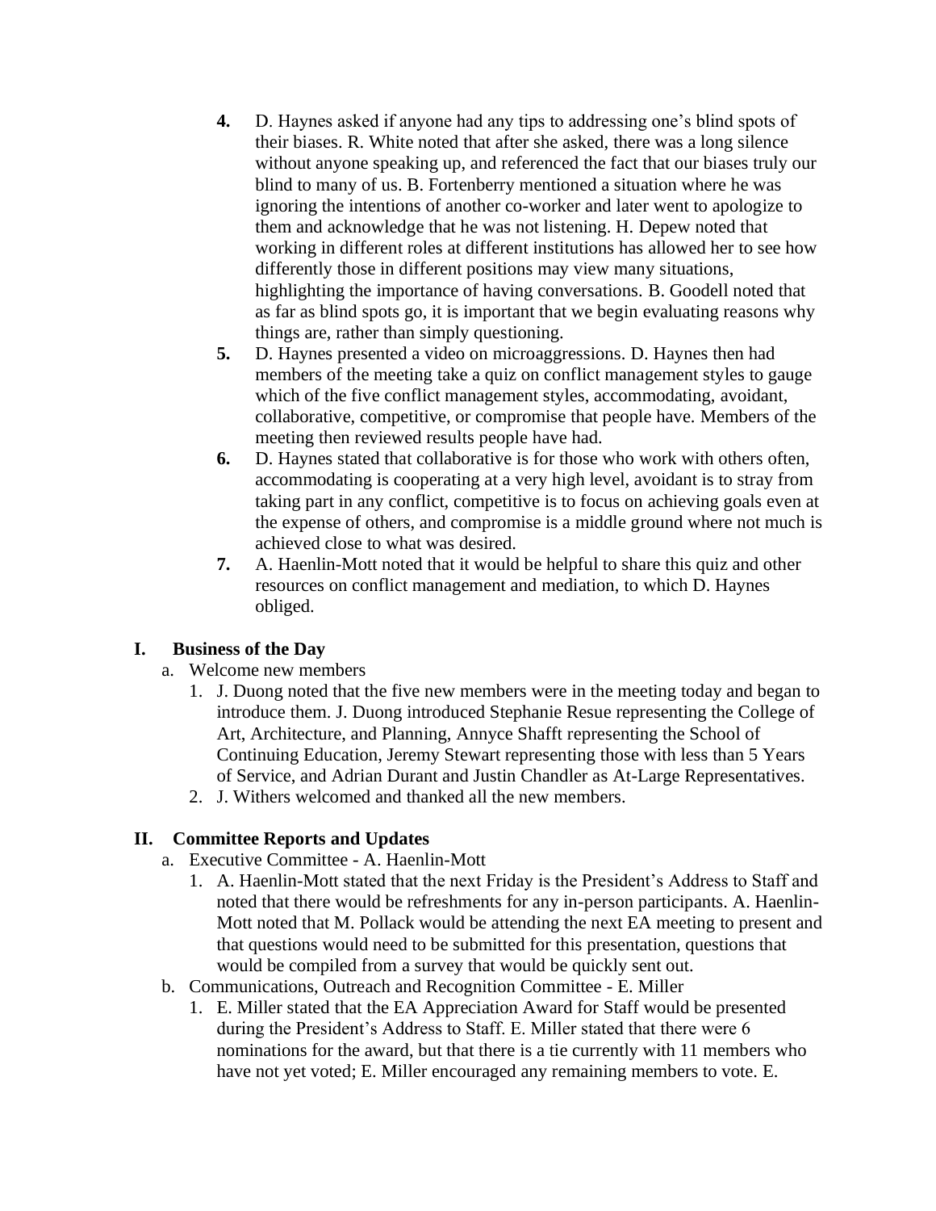4. D. Haynes asked if anyone had any tips to addressing one's blind spots of their biases. R. White noted that after she asked, there was a long silence without anyone speaking up, and referenced the fact that our biases truly our blind to many of us. B. Fortenberry mentioned a situation where he was ignoring the intentions of another co-worker and later went to apologize to them and acknowledge that he was not listening. H. Depew noted that working in different roles at different institutions has allowed her to see how differently those in different positions may view many situations, highlighting the importance of having conversations. B. Goodell noted that as far as blind spots go, it is important that we begin evaluating reasons why things are, rather than simply questioning.
5. D. Haynes presented a video on microaggressions. D. Haynes then had members of the meeting take a quiz on conflict management styles to gauge which of the five conflict management styles, accommodating, avoidant, collaborative, competitive, or compromise that people have. Members of the meeting then reviewed results people have had.
6. D. Haynes stated that collaborative is for those who work with others often, accommodating is cooperating at a very high level, avoidant is to stray from taking part in any conflict, competitive is to focus on achieving goals even at the expense of others, and compromise is a middle ground where not much is achieved close to what was desired.
7. A. Haenlin-Mott noted that it would be helpful to share this quiz and other resources on conflict management and mediation, to which D. Haynes obliged.

## I. Business of the Day

a. Welcome new members
   1. J. Duong noted that the five new members were in the meeting today and began to introduce them. J. Duong introduced Stephanie Resue representing the College of Art, Architecture, and Planning, Annyce Shafft representing the School of Continuing Education, Jeremy Stewart representing those with less than 5 Years of Service, and Adrian Durant and Justin Chandler as At-Large Representatives.
   2. J. Withers welcomed and thanked all the new members.

## II. Committee Reports and Updates

a. Executive Committee - A. Haenlin-Mott
   1. A. Haenlin-Mott stated that the next Friday is the President's Address to Staff and noted that there would be refreshments for any in-person participants. A. Haenlin-Mott noted that M. Pollack would be attending the next EA meeting to present and that questions would need to be submitted for this presentation, questions that would be compiled from a survey that would be quickly sent out.

b. Communications, Outreach and Recognition Committee - E. Miller
   1. E. Miller stated that the EA Appreciation Award for Staff would be presented during the President's Address to Staff. E. Miller stated that there were 6 nominations for the award, but that there is a tie currently with 11 members who have not yet voted; E. Miller encouraged any remaining members to vote. E.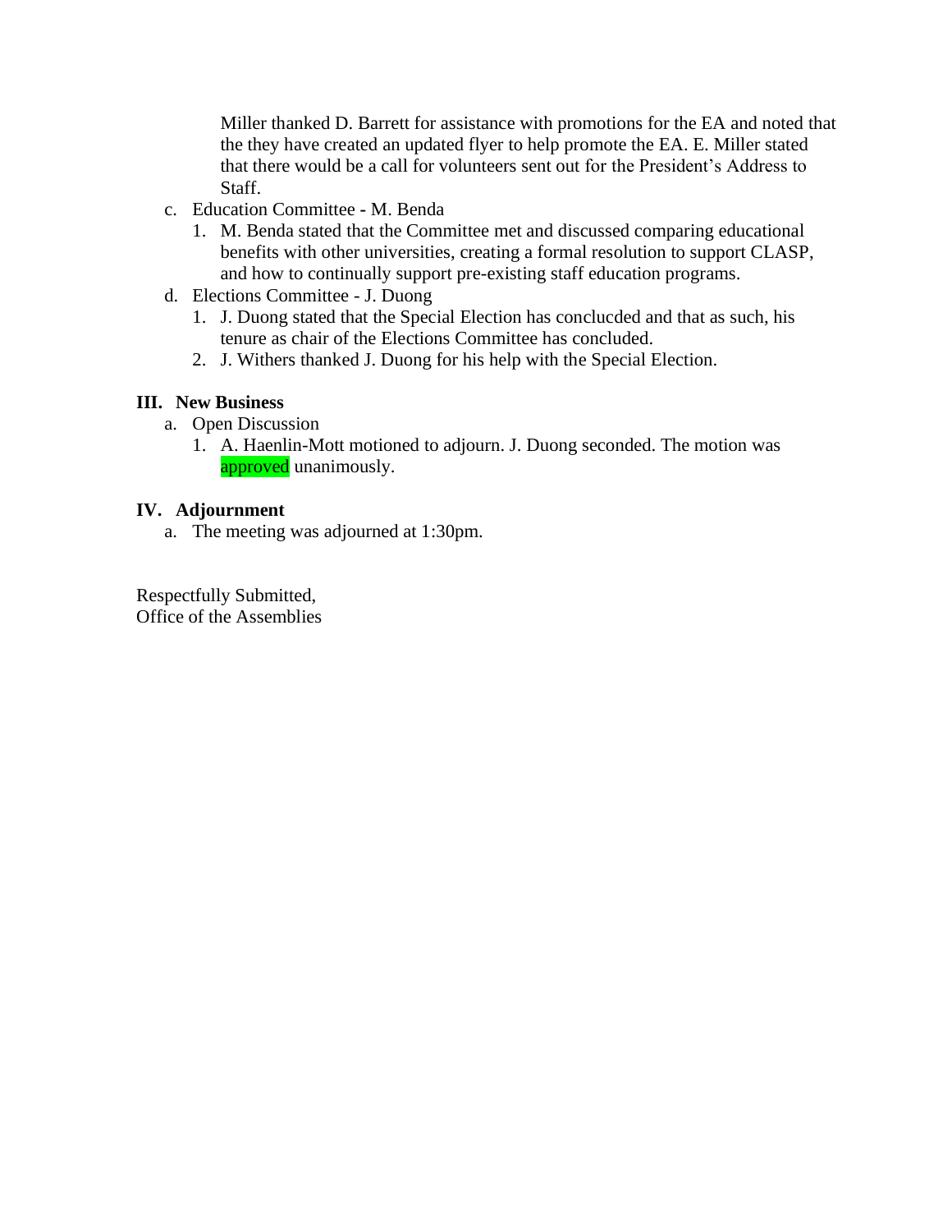Miller thanked D. Barrett for assistance with promotions for the EA and noted that the they have created an updated flyer to help promote the EA. E. Miller stated that there would be a call for volunteers sent out for the President's Address to Staff.

c. Education Committee - M. Benda
   1. M. Benda stated that the Committee met and discussed comparing educational benefits with other universities, creating a formal resolution to support CLASP, and how to continually support pre-existing staff education programs.

d. Elections Committee - J. Duong
   1. J. Duong stated that the Special Election has conclucded and that as such, his tenure as chair of the Elections Committee has concluded.
   2. J. Withers thanked J. Duong for his help with the Special Election.

## III. New Business

a. Open Discussion
   1. A. Haenlin-Mott motioned to adjourn. J. Duong seconded. The motion was approved unanimously.

## IV. Adjournment

a. The meeting was adjourned at 1:30pm.

Respectfully Submitted,
Office of the Assemblies